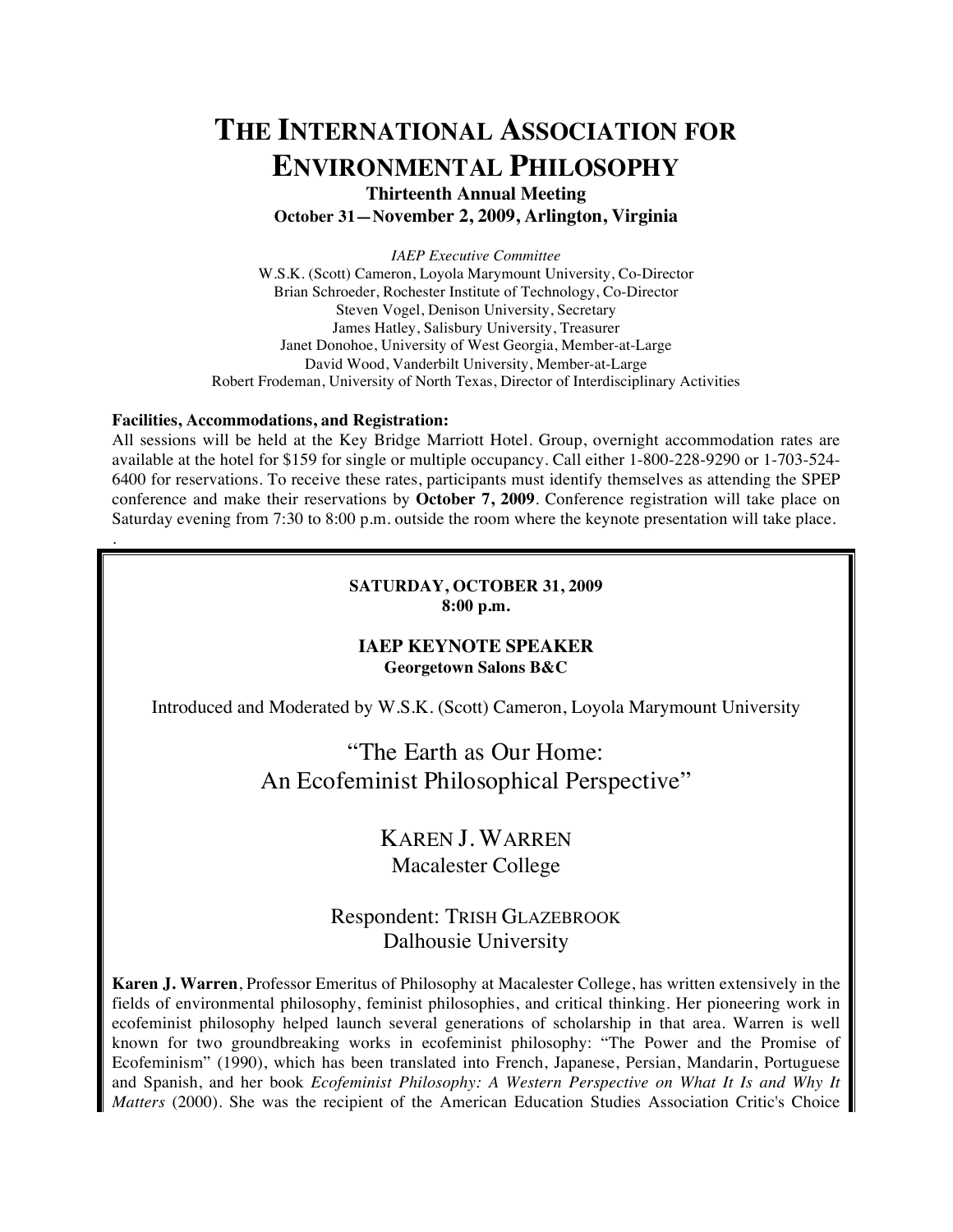# The International Association for Environmental Philosophy

**Thirteenth Annual Meeting**
**October 31—November 2, 2009, Arlington, Virginia**

*IAEP Executive Committee*
W.S.K. (Scott) Cameron, Loyola Marymount University, Co-Director
Brian Schroeder, Rochester Institute of Technology, Co-Director
Steven Vogel, Denison University, Secretary
James Hatley, Salisbury University, Treasurer
Janet Donohoe, University of West Georgia, Member-at-Large
David Wood, Vanderbilt University, Member-at-Large
Robert Frodeman, University of North Texas, Director of Interdisciplinary Activities

**Facilities, Accommodations, and Registration:**
All sessions will be held at the Key Bridge Marriott Hotel. Group, overnight accommodation rates are available at the hotel for $159 for single or multiple occupancy. Call either 1-800-228-9290 or 1-703-524-6400 for reservations. To receive these rates, participants must identify themselves as attending the SPEP conference and make their reservations by **October 7, 2009**. Conference registration will take place on Saturday evening from 7:30 to 8:00 p.m. outside the room where the keynote presentation will take place.

.

**SATURDAY, OCTOBER 31, 2009**
**8:00 p.m.**

**IAEP KEYNOTE SPEAKER**
**Georgetown Salons B&C**

Introduced and Moderated by W.S.K. (Scott) Cameron, Loyola Marymount University

“The Earth as Our Home:
An Ecofeminist Philosophical Perspective”

KAREN J. WARREN
Macalester College

Respondent: TRISH GLAZEBROOK
Dalhousie University

**Karen J. Warren**, Professor Emeritus of Philosophy at Macalester College, has written extensively in the fields of environmental philosophy, feminist philosophies, and critical thinking. Her pioneering work in ecofeminist philosophy helped launch several generations of scholarship in that area. Warren is well known for two groundbreaking works in ecofeminist philosophy: “The Power and the Promise of Ecofeminism” (1990), which has been translated into French, Japanese, Persian, Mandarin, Portuguese and Spanish, and her book *Ecofeminist Philosophy: A Western Perspective on What It Is and Why It Matters* (2000). She was the recipient of the American Education Studies Association Critic's Choice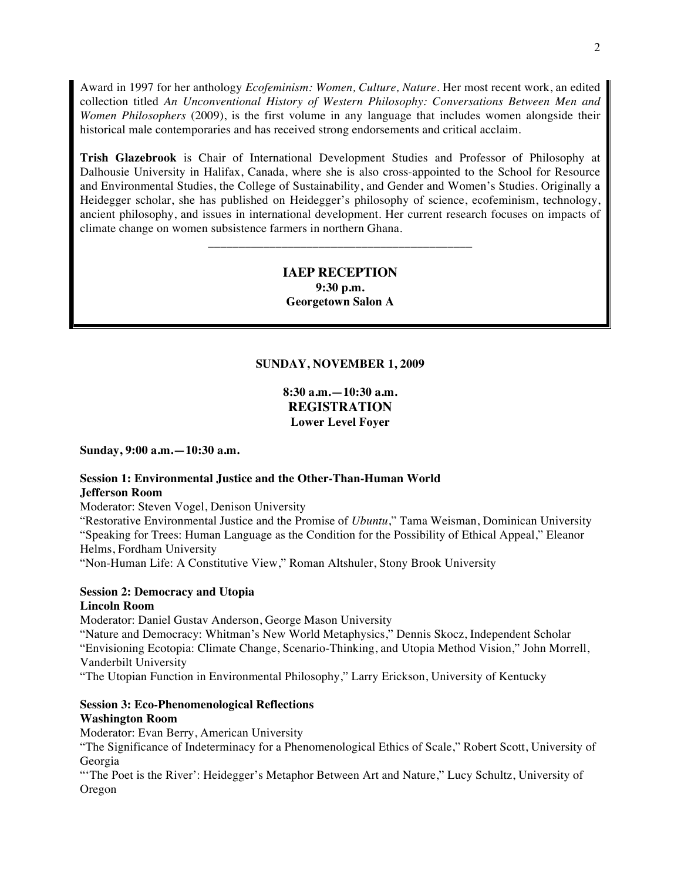Award in 1997 for her anthology *Ecofeminism: Women, Culture, Nature*. Her most recent work, an edited collection titled *An Unconventional History of Western Philosophy: Conversations Between Men and Women Philosophers* (2009), is the first volume in any language that includes women alongside their historical male contemporaries and has received strong endorsements and critical acclaim.

**Trish Glazebrook** is Chair of International Development Studies and Professor of Philosophy at Dalhousie University in Halifax, Canada, where she is also cross-appointed to the School for Resource and Environmental Studies, the College of Sustainability, and Gender and Women's Studies. Originally a Heidegger scholar, she has published on Heidegger's philosophy of science, ecofeminism, technology, ancient philosophy, and issues in international development. Her current research focuses on impacts of climate change on women subsistence farmers in northern Ghana.

---

**IAEP RECEPTION**
**9:30 p.m.**
**Georgetown Salon A**

## SUNDAY, NOVEMBER 1, 2009

**8:30 a.m.—10:30 a.m.**
**REGISTRATION**
**Lower Level Foyer**

**Sunday, 9:00 a.m.—10:30 a.m.**

**Session 1: Environmental Justice and the Other-Than-Human World**
**Jefferson Room**
Moderator: Steven Vogel, Denison University
"Restorative Environmental Justice and the Promise of *Ubuntu*," Tama Weisman, Dominican University
"Speaking for Trees: Human Language as the Condition for the Possibility of Ethical Appeal," Eleanor Helms, Fordham University
"Non-Human Life: A Constitutive View," Roman Altshuler, Stony Brook University

**Session 2: Democracy and Utopia**
**Lincoln Room**
Moderator: Daniel Gustav Anderson, George Mason University
"Nature and Democracy: Whitman's New World Metaphysics," Dennis Skocz, Independent Scholar
"Envisioning Ecotopia: Climate Change, Scenario-Thinking, and Utopia Method Vision," John Morrell, Vanderbilt University
"The Utopian Function in Environmental Philosophy," Larry Erickson, University of Kentucky

**Session 3: Eco-Phenomenological Reflections**
**Washington Room**
Moderator: Evan Berry, American University
"The Significance of Indeterminacy for a Phenomenological Ethics of Scale," Robert Scott, University of Georgia
"'The Poet is the River': Heidegger's Metaphor Between Art and Nature," Lucy Schultz, University of Oregon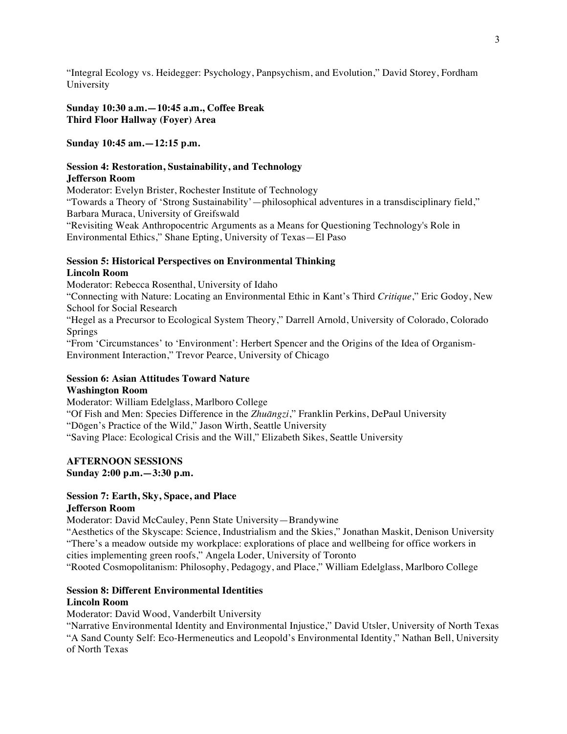“Integral Ecology vs. Heidegger: Psychology, Panpsychism, and Evolution,” David Storey, Fordham University

**Sunday 10:30 a.m.—10:45 a.m., Coffee Break**
**Third Floor Hallway (Foyer) Area**

**Sunday 10:45 am.—12:15 p.m.**

**Session 4: Restoration, Sustainability, and Technology**
**Jefferson Room**
Moderator: Evelyn Brister, Rochester Institute of Technology
“Towards a Theory of ‘Strong Sustainability’—philosophical adventures in a transdisciplinary field,” Barbara Muraca, University of Greifswald
“Revisiting Weak Anthropocentric Arguments as a Means for Questioning Technology's Role in Environmental Ethics,” Shane Epting, University of Texas—El Paso

**Session 5: Historical Perspectives on Environmental Thinking**
**Lincoln Room**
Moderator: Rebecca Rosenthal, University of Idaho
“Connecting with Nature: Locating an Environmental Ethic in Kant’s Third *Critique*,” Eric Godoy, New School for Social Research
“Hegel as a Precursor to Ecological System Theory,” Darrell Arnold, University of Colorado, Colorado Springs
“From ‘Circumstances’ to ‘Environment’: Herbert Spencer and the Origins of the Idea of Organism-Environment Interaction,” Trevor Pearce, University of Chicago

**Session 6: Asian Attitudes Toward Nature**
**Washington Room**
Moderator: William Edelglass, Marlboro College
“Of Fish and Men: Species Difference in the *Zhuāngzi*,” Franklin Perkins, DePaul University
“Dōgen’s Practice of the Wild,” Jason Wirth, Seattle University
“Saving Place: Ecological Crisis and the Will,” Elizabeth Sikes, Seattle University

**AFTERNOON SESSIONS**
**Sunday 2:00 p.m.—3:30 p.m.**

**Session 7: Earth, Sky, Space, and Place**
**Jefferson Room**
Moderator: David McCauley, Penn State University—Brandywine
“Aesthetics of the Skyscape: Science, Industrialism and the Skies,” Jonathan Maskit, Denison University
“There’s a meadow outside my workplace: explorations of place and wellbeing for office workers in cities implementing green roofs,” Angela Loder, University of Toronto
“Rooted Cosmopolitanism: Philosophy, Pedagogy, and Place,” William Edelglass, Marlboro College

**Session 8: Different Environmental Identities**
**Lincoln Room**
Moderator: David Wood, Vanderbilt University
“Narrative Environmental Identity and Environmental Injustice,” David Utsler, University of North Texas
“A Sand County Self: Eco-Hermeneutics and Leopold’s Environmental Identity,” Nathan Bell, University of North Texas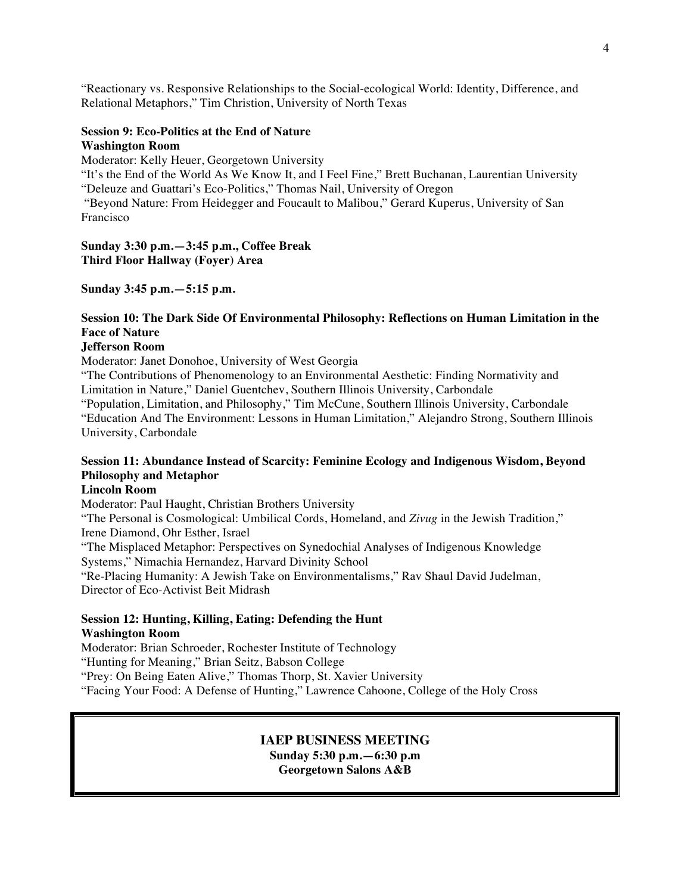"Reactionary vs. Responsive Relationships to the Social-ecological World: Identity, Difference, and Relational Metaphors," Tim Christion, University of North Texas

**Session 9: Eco-Politics at the End of Nature**
**Washington Room**

Moderator: Kelly Heuer, Georgetown University
"It's the End of the World As We Know It, and I Feel Fine," Brett Buchanan, Laurentian University
"Deleuze and Guattari's Eco-Politics," Thomas Nail, University of Oregon
"Beyond Nature: From Heidegger and Foucault to Malibou," Gerard Kuperus, University of San Francisco

**Sunday 3:30 p.m.—3:45 p.m., Coffee Break**
**Third Floor Hallway (Foyer) Area**

**Sunday 3:45 p.m.—5:15 p.m.**

**Session 10: The Dark Side Of Environmental Philosophy: Reflections on Human Limitation in the Face of Nature**
**Jefferson Room**

Moderator: Janet Donohoe, University of West Georgia
"The Contributions of Phenomenology to an Environmental Aesthetic: Finding Normativity and Limitation in Nature," Daniel Guentchev, Southern Illinois University, Carbondale
"Population, Limitation, and Philosophy," Tim McCune, Southern Illinois University, Carbondale
"Education And The Environment: Lessons in Human Limitation," Alejandro Strong, Southern Illinois University, Carbondale

**Session 11: Abundance Instead of Scarcity: Feminine Ecology and Indigenous Wisdom, Beyond Philosophy and Metaphor**
**Lincoln Room**

Moderator: Paul Haught, Christian Brothers University
"The Personal is Cosmological: Umbilical Cords, Homeland, and *Zivug* in the Jewish Tradition," Irene Diamond, Ohr Esther, Israel
"The Misplaced Metaphor: Perspectives on Synedochial Analyses of Indigenous Knowledge Systems," Nimachia Hernandez, Harvard Divinity School
"Re-Placing Humanity: A Jewish Take on Environmentalisms," Rav Shaul David Judelman, Director of Eco-Activist Beit Midrash

**Session 12: Hunting, Killing, Eating: Defending the Hunt**
**Washington Room**

Moderator: Brian Schroeder, Rochester Institute of Technology
"Hunting for Meaning," Brian Seitz, Babson College
"Prey: On Being Eaten Alive," Thomas Thorp, St. Xavier University
"Facing Your Food: A Defense of Hunting," Lawrence Cahoone, College of the Holy Cross

**IAEP BUSINESS MEETING**
**Sunday 5:30 p.m.—6:30 p.m**
**Georgetown Salons A&B**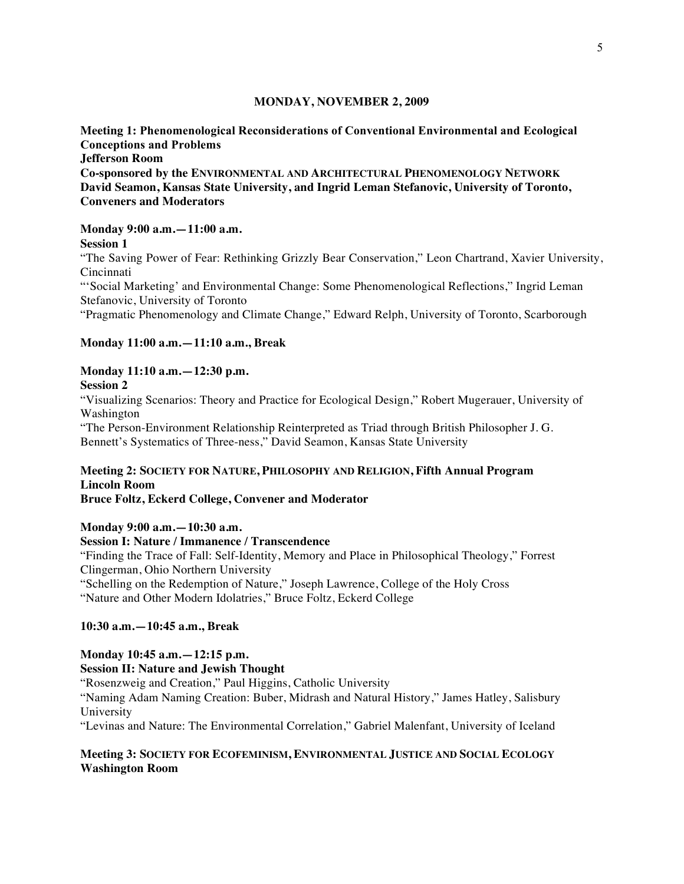## MONDAY, NOVEMBER 2, 2009

**Meeting 1: Phenomenological Reconsiderations of Conventional Environmental and Ecological Conceptions and Problems**
**Jefferson Room**
**Co-sponsored by the ENVIRONMENTAL AND ARCHITECTURAL PHENOMENOLOGY NETWORK**
**David Seamon, Kansas State University, and Ingrid Leman Stefanovic, University of Toronto, Conveners and Moderators**

**Monday 9:00 a.m.—11:00 a.m.**
**Session 1**
"The Saving Power of Fear: Rethinking Grizzly Bear Conservation," Leon Chartrand, Xavier University, Cincinnati
"'Social Marketing' and Environmental Change: Some Phenomenological Reflections," Ingrid Leman Stefanovic, University of Toronto
"Pragmatic Phenomenology and Climate Change," Edward Relph, University of Toronto, Scarborough

**Monday 11:00 a.m.—11:10 a.m., Break**

**Monday 11:10 a.m.—12:30 p.m.**
**Session 2**
"Visualizing Scenarios: Theory and Practice for Ecological Design," Robert Mugerauer, University of Washington
"The Person-Environment Relationship Reinterpreted as Triad through British Philosopher J. G. Bennett's Systematics of Three-ness," David Seamon, Kansas State University

**Meeting 2: SOCIETY FOR NATURE, PHILOSOPHY AND RELIGION, Fifth Annual Program**
**Lincoln Room**
**Bruce Foltz, Eckerd College, Convener and Moderator**

**Monday 9:00 a.m.—10:30 a.m.**
**Session I: Nature / Immanence / Transcendence**
"Finding the Trace of Fall: Self-Identity, Memory and Place in Philosophical Theology," Forrest Clingerman, Ohio Northern University
"Schelling on the Redemption of Nature," Joseph Lawrence, College of the Holy Cross
"Nature and Other Modern Idolatries," Bruce Foltz, Eckerd College

**10:30 a.m.—10:45 a.m., Break**

**Monday 10:45 a.m.—12:15 p.m.**
**Session II: Nature and Jewish Thought**
"Rosenzweig and Creation," Paul Higgins, Catholic University
"Naming Adam Naming Creation: Buber, Midrash and Natural History," James Hatley, Salisbury University
"Levinas and Nature: The Environmental Correlation," Gabriel Malenfant, University of Iceland

**Meeting 3: SOCIETY FOR ECOFEMINISM, ENVIRONMENTAL JUSTICE AND SOCIAL ECOLOGY**
**Washington Room**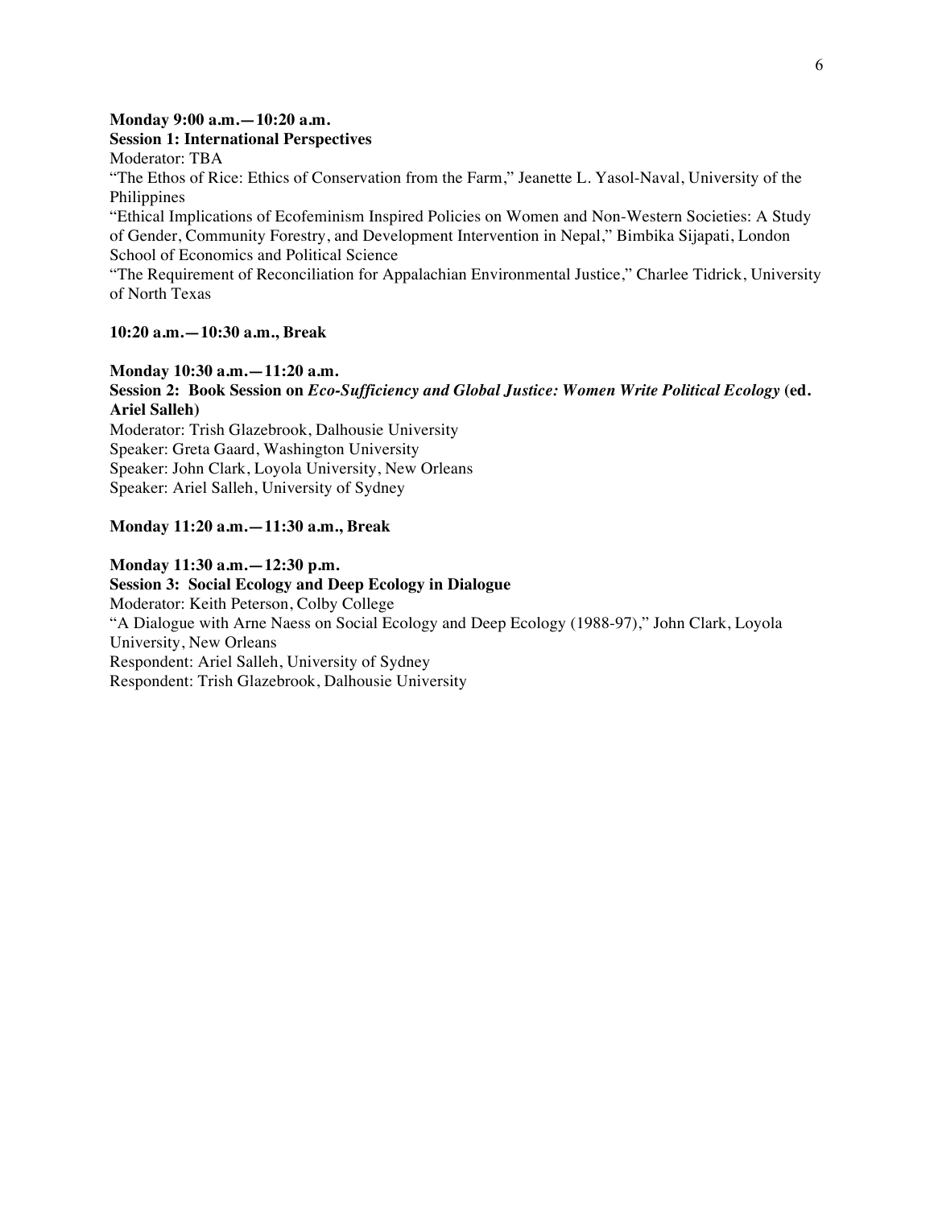**Monday 9:00 a.m.—10:20 a.m.**
**Session 1: International Perspectives**
Moderator: TBA
"The Ethos of Rice: Ethics of Conservation from the Farm," Jeanette L. Yasol-Naval, University of the Philippines
"Ethical Implications of Ecofeminism Inspired Policies on Women and Non-Western Societies: A Study of Gender, Community Forestry, and Development Intervention in Nepal," Bimbika Sijapati, London School of Economics and Political Science
"The Requirement of Reconciliation for Appalachian Environmental Justice," Charlee Tidrick, University of North Texas

**10:20 a.m.—10:30 a.m., Break**

**Monday 10:30 a.m.—11:20 a.m.**
**Session 2: Book Session on *Eco-Sufficiency and Global Justice: Women Write Political Ecology* (ed. Ariel Salleh)**
Moderator: Trish Glazebrook, Dalhousie University
Speaker: Greta Gaard, Washington University
Speaker: John Clark, Loyola University, New Orleans
Speaker: Ariel Salleh, University of Sydney

**Monday 11:20 a.m.—11:30 a.m., Break**

**Monday 11:30 a.m.—12:30 p.m.**
**Session 3: Social Ecology and Deep Ecology in Dialogue**
Moderator: Keith Peterson, Colby College
"A Dialogue with Arne Naess on Social Ecology and Deep Ecology (1988-97)," John Clark, Loyola University, New Orleans
Respondent: Ariel Salleh, University of Sydney
Respondent: Trish Glazebrook, Dalhousie University